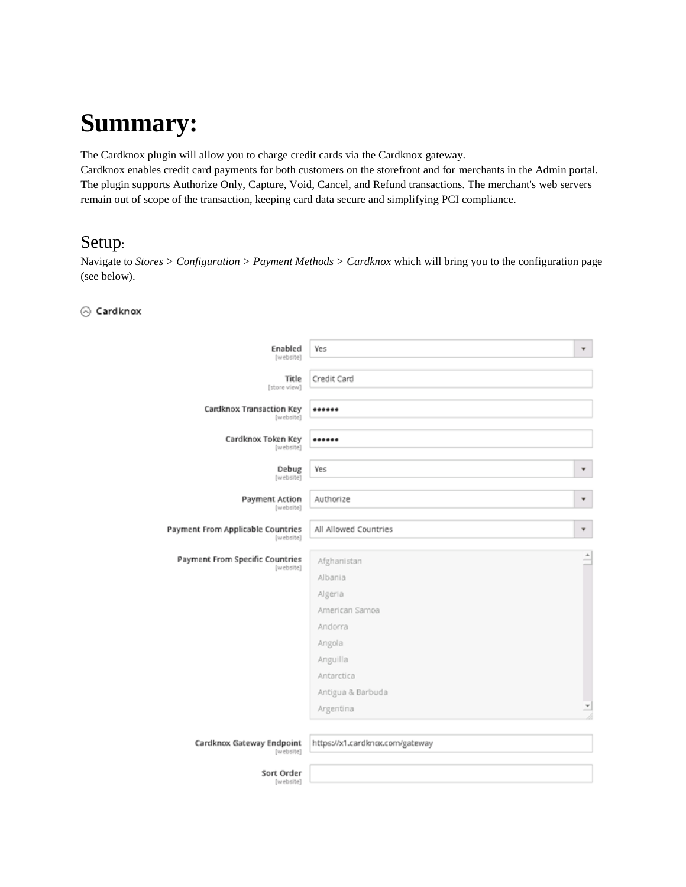# Summary:

The Cardknox plugin will allow you to charge credit cards via the Cardknox gateway.
Cardknox enables credit card payments for both customers on the storefront and for merchants in the Admin portal.
The plugin supports Authorize Only, Capture, Void, Cancel, and Refund transactions. The merchant's web servers remain out of scope of the transaction, keeping card data secure and simplifying PCI compliance.

## Setup:

Navigate to *Stores* > *Configuration* > *Payment Methods* > *Cardknox* which will bring you to the configuration page (see below).

Cardknox

| Setting | Value |
| --- | --- |
| Enabled [website] | Yes |
| Title [store view] | Credit Card |
| Cardknox Transaction Key [website] | •••••• |
| Cardknox Token Key [website] | •••••• |
| Debug [website] | Yes |
| Payment Action [website] | Authorize |
| Payment From Applicable Countries [website] | All Allowed Countries |
| Payment From Specific Countries [website] | Afghanistan, Albania, Algeria, American Samoa, Andorra, Angola, Anguilla, Antarctica, Antigua & Barbuda, Argentina |
| Cardknox Gateway Endpoint [website] | https://x1.cardknox.com/gateway |
| Sort Order [website] | |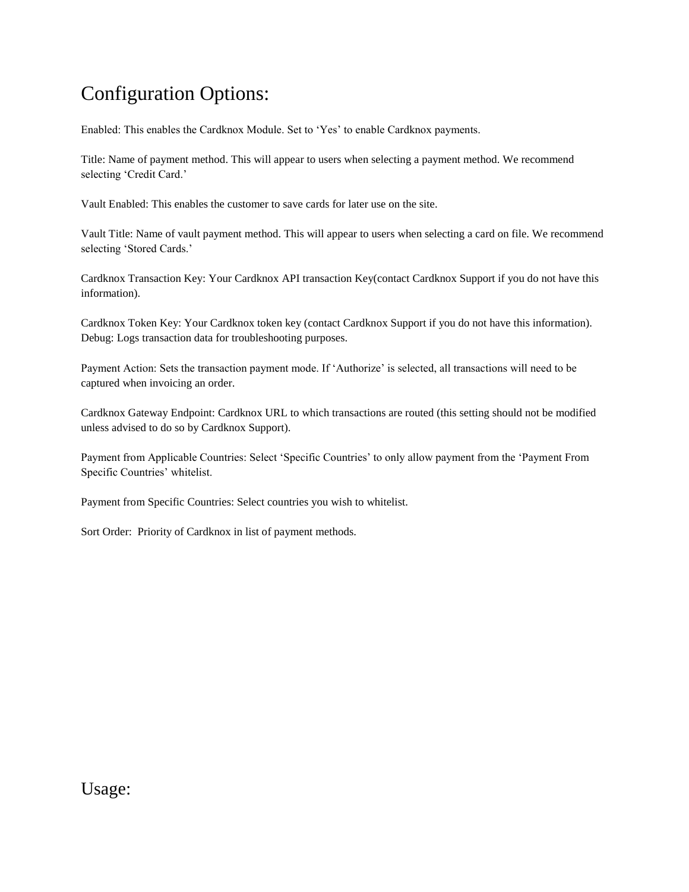# Configuration Options:

Enabled: This enables the Cardknox Module. Set to 'Yes' to enable Cardknox payments.

Title: Name of payment method. This will appear to users when selecting a payment method. We recommend selecting 'Credit Card.'

Vault Enabled: This enables the customer to save cards for later use on the site.

Vault Title: Name of vault payment method. This will appear to users when selecting a card on file. We recommend selecting 'Stored Cards.'

Cardknox Transaction Key: Your Cardknox API transaction Key(contact Cardknox Support if you do not have this information).

Cardknox Token Key: Your Cardknox token key (contact Cardknox Support if you do not have this information).
Debug: Logs transaction data for troubleshooting purposes.

Payment Action: Sets the transaction payment mode. If 'Authorize' is selected, all transactions will need to be captured when invoicing an order.

Cardknox Gateway Endpoint: Cardknox URL to which transactions are routed (this setting should not be modified unless advised to do so by Cardknox Support).

Payment from Applicable Countries: Select 'Specific Countries' to only allow payment from the 'Payment From Specific Countries' whitelist.

Payment from Specific Countries: Select countries you wish to whitelist.

Sort Order: Priority of Cardknox in list of payment methods.

# Usage: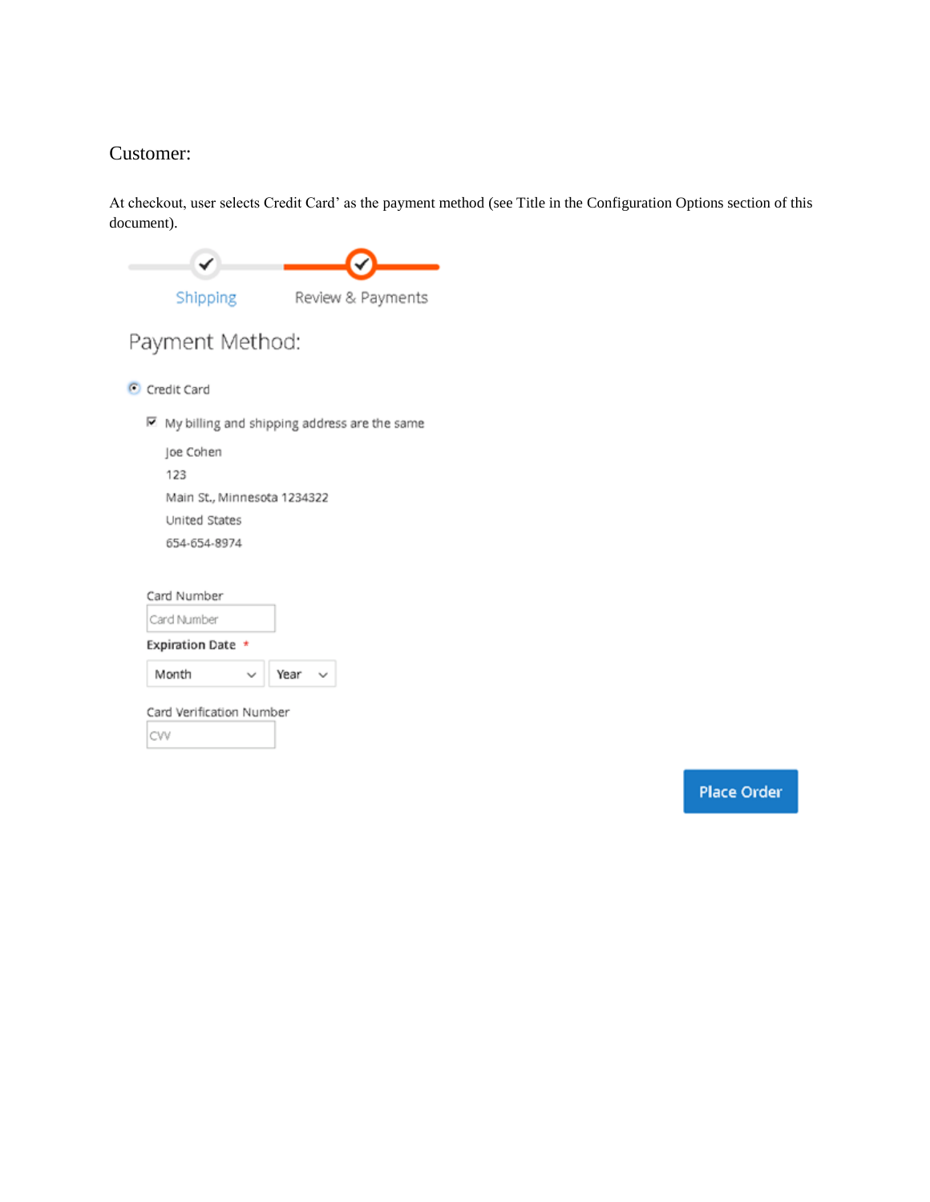Customer:

At checkout, user selects Credit Card' as the payment method (see Title in the Configuration Options section of this document).

Shipping

Review & Payments

Payment Method:

Credit Card

My billing and shipping address are the same

Joe Cohen
123
Main St., Minnesota 1234322
United States
654-654-8974

Card Number

Card Number

Expiration Date *

Month Year

Card Verification Number

CVV

Place Order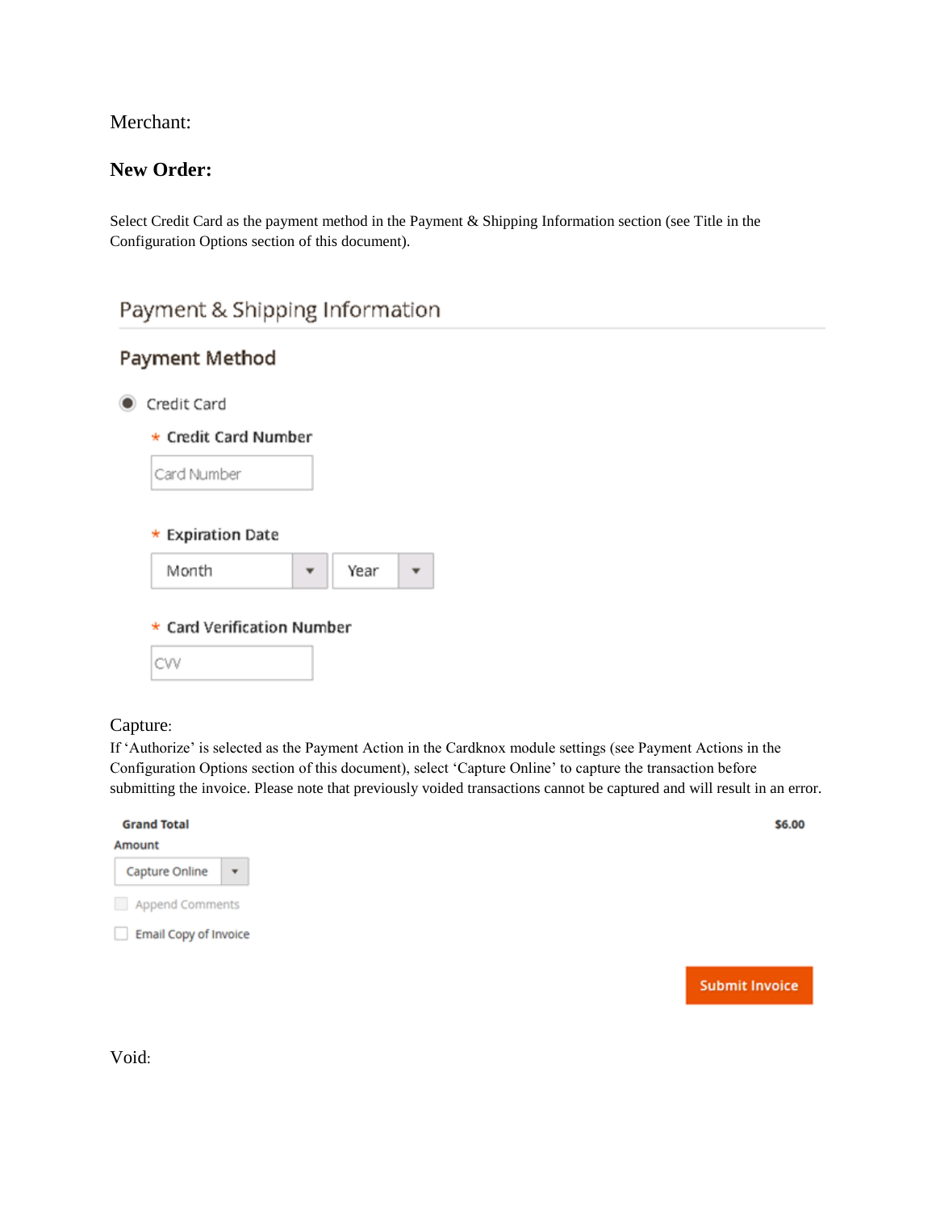Merchant:

**New Order:**

Select Credit Card as the payment method in the Payment & Shipping Information section (see Title in the Configuration Options section of this document).

## Payment & Shipping Information

### Payment Method

Credit Card

\* Credit Card Number

Card Number

\* Expiration Date

Month | Year

\* Card Verification Number

CVV

Capture:

If 'Authorize' is selected as the Payment Action in the Cardknox module settings (see Payment Actions in the Configuration Options section of this document), select 'Capture Online' to capture the transaction before submitting the invoice. Please note that previously voided transactions cannot be captured and will result in an error.

**Grand Total** **$6.00**

**Amount**

Capture Online

Append Comments

Email Copy of Invoice

Submit Invoice

Void: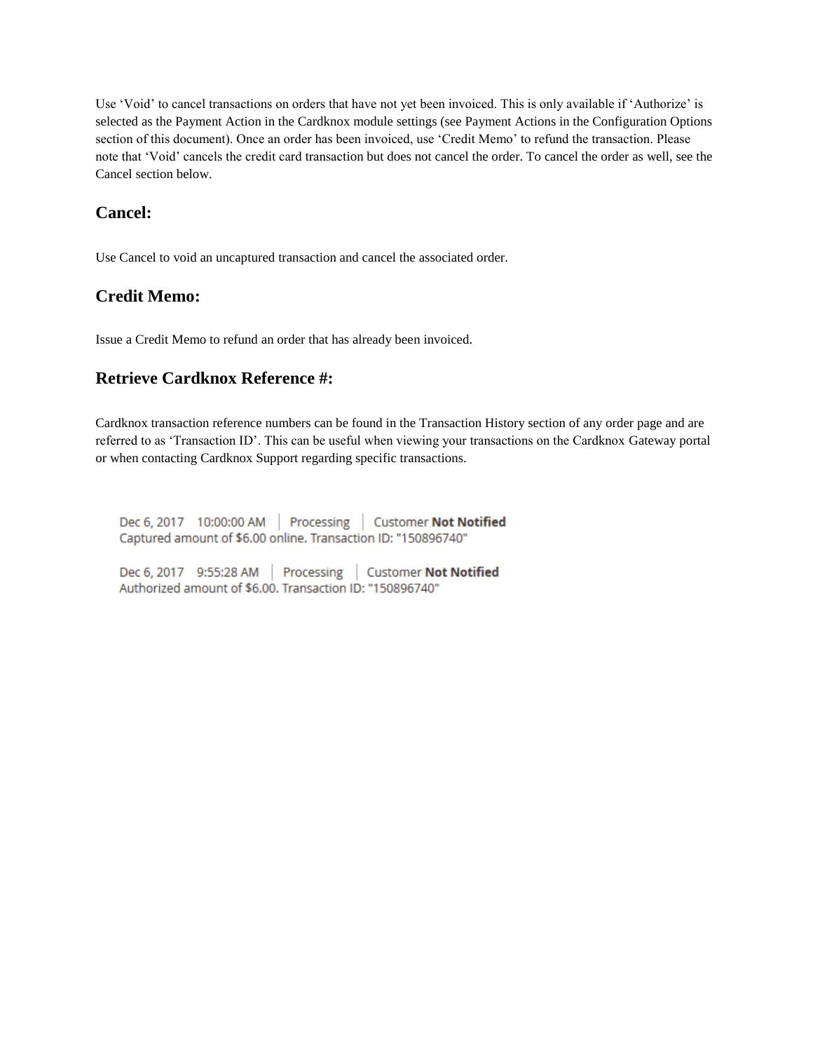Use 'Void' to cancel transactions on orders that have not yet been invoiced. This is only available if 'Authorize' is selected as the Payment Action in the Cardknox module settings (see Payment Actions in the Configuration Options section of this document). Once an order has been invoiced, use 'Credit Memo' to refund the transaction. Please note that 'Void' cancels the credit card transaction but does not cancel the order. To cancel the order as well, see the Cancel section below.

## Cancel:

Use Cancel to void an uncaptured transaction and cancel the associated order.

## Credit Memo:

Issue a Credit Memo to refund an order that has already been invoiced.

## Retrieve Cardknox Reference #:

Cardknox transaction reference numbers can be found in the Transaction History section of any order page and are referred to as 'Transaction ID'. This can be useful when viewing your transactions on the Cardknox Gateway portal or when contacting Cardknox Support regarding specific transactions.

Dec 6, 2017 10:00:00 AM | Processing | Customer **Not Notified**
Captured amount of $6.00 online. Transaction ID: "150896740"

Dec 6, 2017 9:55:28 AM | Processing | Customer **Not Notified**
Authorized amount of $6.00. Transaction ID: "150896740"